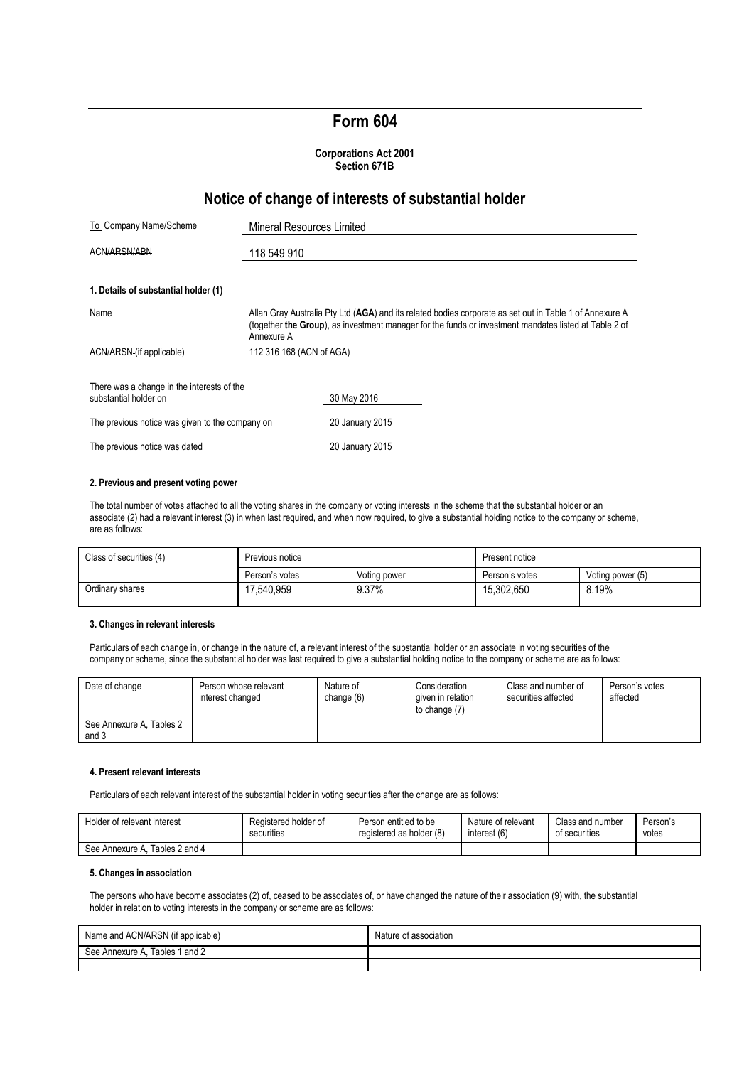# Form 604

**Corporations Act 2001**
**Section 671B**

## Notice of change of interests of substantial holder

| To Company Name/~~Scheme~~ | Mineral Resources Limited |
|---|---|
| ACN/~~ARSN/ABN~~ | 118 549 910 |

### 1. Details of substantial holder (1)

| | |
|---|---|
| Name | Allan Gray Australia Pty Ltd (**AGA**) and its related bodies corporate as set out in Table 1 of Annexure A (together **the Group**), as investment manager for the funds or investment mandates listed at Table 2 of Annexure A |
| ACN/ARSN (if applicable) | 112 316 168 (ACN of AGA) |

| | |
|---|---|
| There was a change in the interests of the substantial holder on | 30 May 2016 |
| The previous notice was given to the company on | 20 January 2015 |
| The previous notice was dated | 20 January 2015 |

### 2. Previous and present voting power

The total number of votes attached to all the voting shares in the company or voting interests in the scheme that the substantial holder or an associate (2) had a relevant interest (3) in when last required, and when now required, to give a substantial holding notice to the company or scheme, are as follows:

| Class of securities (4) | Previous notice | | Present notice | |
|---|---|---|---|---|
| | Person's votes | Voting power | Person's votes | Voting power (5) |
| Ordinary shares | 17,540,959 | 9.37% | 15,302,650 | 8.19% |

### 3. Changes in relevant interests

Particulars of each change in, or change in the nature of, a relevant interest of the substantial holder or an associate in voting securities of the company or scheme, since the substantial holder was last required to give a substantial holding notice to the company or scheme are as follows:

| Date of change | Person whose relevant interest changed | Nature of change (6) | Consideration given in relation to change (7) | Class and number of securities affected | Person's votes affected |
|---|---|---|---|---|---|
| See Annexure A, Tables 2 and 3 | | | | | |

### 4. Present relevant interests

Particulars of each relevant interest of the substantial holder in voting securities after the change are as follows:

| Holder of relevant interest | Registered holder of securities | Person entitled to be registered as holder (8) | Nature of relevant interest (6) | Class and number of securities | Person's votes |
|---|---|---|---|---|---|
| See Annexure A, Tables 2 and 4 | | | | | |

### 5. Changes in association

The persons who have become associates (2) of, ceased to be associates of, or have changed the nature of their association (9) with, the substantial holder in relation to voting interests in the company or scheme are as follows:

| Name and ACN/ARSN (if applicable) | Nature of association |
|---|---|
| See Annexure A, Tables 1 and 2 | |
| | |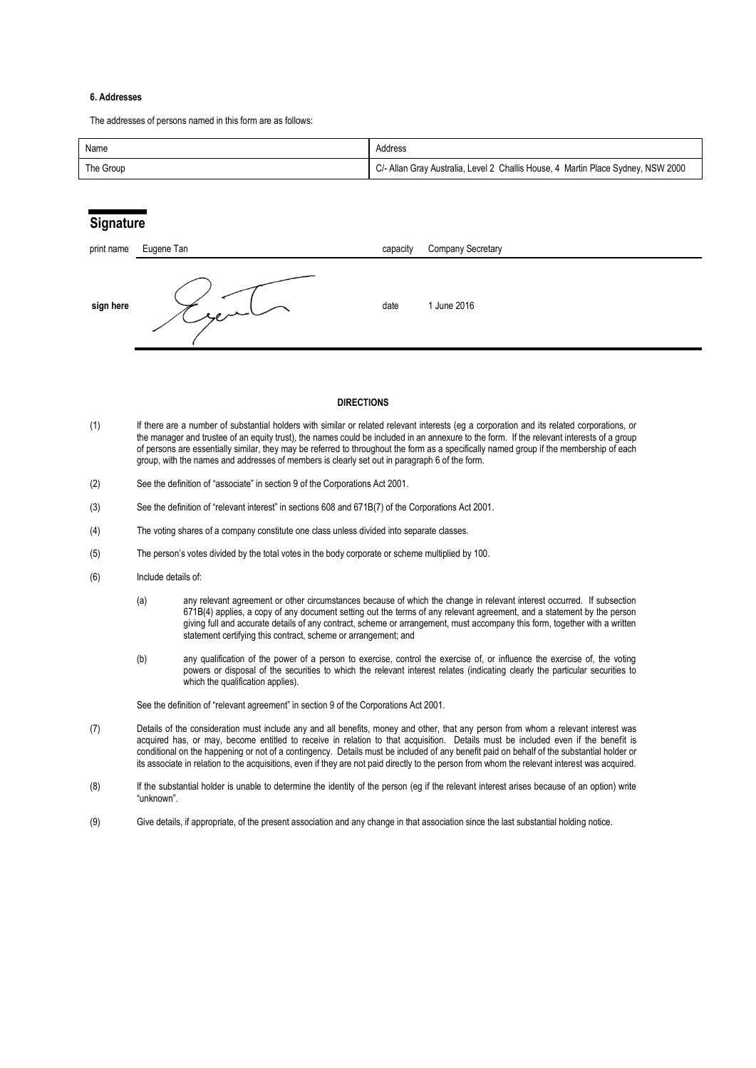#### 6. Addresses

The addresses of persons named in this form are as follows:

| Name | Address |
|---|---|
| The Group | C/- Allan Gray Australia, Level 2 Challis House, 4 Martin Place Sydney, NSW 2000 |

## Signature

| | | | |
|---|---|---|---|
| print name | Eugene Tan | capacity | Company Secretary |
| **sign here** | | date | 1 June 2016 |

**DIRECTIONS**

(1) If there are a number of substantial holders with similar or related relevant interests (eg a corporation and its related corporations, or the manager and trustee of an equity trust), the names could be included in an annexure to the form. If the relevant interests of a group of persons are essentially similar, they may be referred to throughout the form as a specifically named group if the membership of each group, with the names and addresses of members is clearly set out in paragraph 6 of the form.

(2) See the definition of "associate" in section 9 of the Corporations Act 2001.

(3) See the definition of "relevant interest" in sections 608 and 671B(7) of the Corporations Act 2001.

(4) The voting shares of a company constitute one class unless divided into separate classes.

(5) The person's votes divided by the total votes in the body corporate or scheme multiplied by 100.

(6) Include details of:

(a) any relevant agreement or other circumstances because of which the change in relevant interest occurred. If subsection 671B(4) applies, a copy of any document setting out the terms of any relevant agreement, and a statement by the person giving full and accurate details of any contract, scheme or arrangement, must accompany this form, together with a written statement certifying this contract, scheme or arrangement; and

(b) any qualification of the power of a person to exercise, control the exercise of, or influence the exercise of, the voting powers or disposal of the securities to which the relevant interest relates (indicating clearly the particular securities to which the qualification applies).

See the definition of "relevant agreement" in section 9 of the Corporations Act 2001.

(7) Details of the consideration must include any and all benefits, money and other, that any person from whom a relevant interest was acquired has, or may, become entitled to receive in relation to that acquisition. Details must be included even if the benefit is conditional on the happening or not of a contingency. Details must be included of any benefit paid on behalf of the substantial holder or its associate in relation to the acquisitions, even if they are not paid directly to the person from whom the relevant interest was acquired.

(8) If the substantial holder is unable to determine the identity of the person (eg if the relevant interest arises because of an option) write "unknown".

(9) Give details, if appropriate, of the present association and any change in that association since the last substantial holding notice.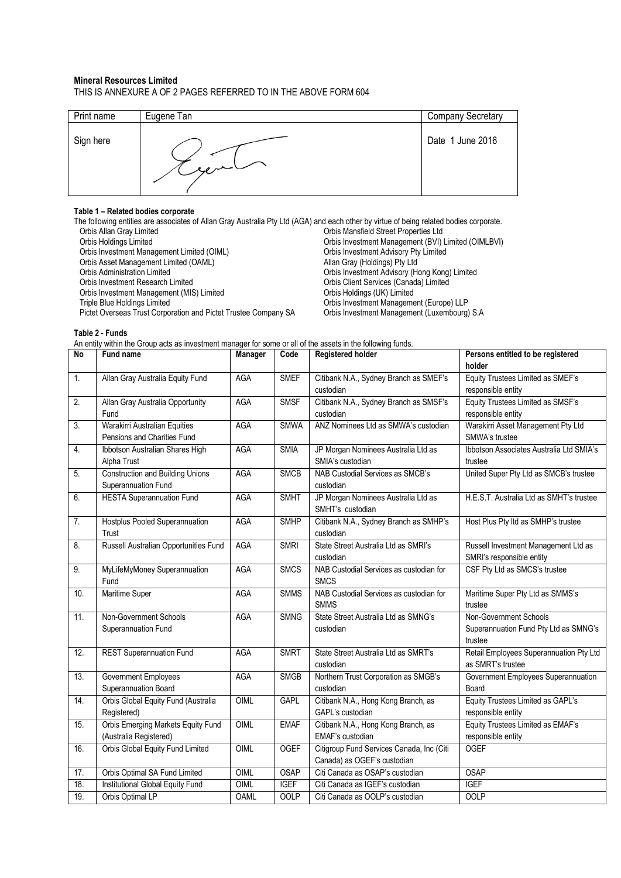**Mineral Resources Limited**

THIS IS ANNEXURE A OF 2 PAGES REFERRED TO IN THE ABOVE FORM 604

| Print name | Eugene Tan | Company Secretary |
|---|---|---|
| Sign here | | Date 1 June 2016 |

**Table 1 – Related bodies corporate**

The following entities are associates of Allan Gray Australia Pty Ltd (AGA) and each other by virtue of being related bodies corporate.

- Orbis Allan Gray Limited
- Orbis Holdings Limited
- Orbis Investment Management Limited (OIML)
- Orbis Asset Management Limited (OAML)
- Orbis Administration Limited
- Orbis Investment Research Limited
- Orbis Investment Management (MIS) Limited
- Triple Blue Holdings Limited
- Pictet Overseas Trust Corporation and Pictet Trustee Company SA
- Orbis Mansfield Street Properties Ltd
- Orbis Investment Management (BVI) Limited (OIMLBVI)
- Orbis Investment Advisory Pty Limited
- Allan Gray (Holdings) Pty Ltd
- Orbis Investment Advisory (Hong Kong) Limited
- Orbis Client Services (Canada) Limited
- Orbis Holdings (UK) Limited
- Orbis Investment Management (Europe) LLP
- Orbis Investment Management (Luxembourg) S.A

**Table 2 - Funds**

An entity within the Group acts as investment manager for some or all of the assets in the following funds.

| No | Fund name | Manager | Code | Registered holder | Persons entitled to be registered holder |
|---|---|---|---|---|---|
| 1. | Allan Gray Australia Equity Fund | AGA | SMEF | Citibank N.A., Sydney Branch as SMEF's custodian | Equity Trustees Limited as SMEF's responsible entity |
| 2. | Allan Gray Australia Opportunity Fund | AGA | SMSF | Citibank N.A., Sydney Branch as SMSF's custodian | Equity Trustees Limited as SMSF's responsible entity |
| 3. | Warakirri Australian Equities Pensions and Charities Fund | AGA | SMWA | ANZ Nominees Ltd as SMWA's custodian | Warakirri Asset Management Pty Ltd SMWA's trustee |
| 4. | Ibbotson Australian Shares High Alpha Trust | AGA | SMIA | JP Morgan Nominees Australia Ltd as SMIA's custodian | Ibbotson Associates Australia Ltd SMIA's trustee |
| 5. | Construction and Building Unions Superannuation Fund | AGA | SMCB | NAB Custodial Services as SMCB's custodian | United Super Pty Ltd as SMCB's trustee |
| 6. | HESTA Superannuation Fund | AGA | SMHT | JP Morgan Nominees Australia Ltd as SMHT's custodian | H.E.S.T. Australia Ltd as SMHT's trustee |
| 7. | Hostplus Pooled Superannuation Trust | AGA | SMHP | Citibank N.A., Sydney Branch as SMHP's custodian | Host Plus Pty ltd as SMHP's trustee |
| 8. | Russell Australian Opportunities Fund | AGA | SMRI | State Street Australia Ltd as SMRI's custodian | Russell Investment Management Ltd as SMRI's responsible entity |
| 9. | MyLifeMyMoney Superannuation Fund | AGA | SMCS | NAB Custodial Services as custodian for SMCS | CSF Pty Ltd as SMCS's trustee |
| 10. | Maritime Super | AGA | SMMS | NAB Custodial Services as custodian for SMMS | Maritime Super Pty Ltd as SMMS's trustee |
| 11. | Non-Government Schools Superannuation Fund | AGA | SMNG | State Street Australia Ltd as SMNG's custodian | Non-Government Schools Superannuation Fund Pty Ltd as SMNG's trustee |
| 12. | REST Superannuation Fund | AGA | SMRT | State Street Australia Ltd as SMRT's custodian | Retail Employees Superannuation Pty Ltd as SMRT's trustee |
| 13. | Government Employees Superannuation Board | AGA | SMGB | Northern Trust Corporation as SMGB's custodian | Government Employees Superannuation Board |
| 14. | Orbis Global Equity Fund (Australia Registered) | OIML | GAPL | Citibank N.A., Hong Kong Branch, as GAPL's custodian | Equity Trustees Limited as GAPL's responsible entity |
| 15. | Orbis Emerging Markets Equity Fund (Australia Registered) | OIML | EMAF | Citibank N.A., Hong Kong Branch, as EMAF's custodian | Equity Trustees Limited as EMAF's responsible entity |
| 16. | Orbis Global Equity Fund Limited | OIML | OGEF | Citigroup Fund Services Canada, Inc (Citi Canada) as OGEF's custodian | OGEF |
| 17. | Orbis Optimal SA Fund Limited | OIML | OSAP | Citi Canada as OSAP's custodian | OSAP |
| 18. | Institutional Global Equity Fund | OIML | IGEF | Citi Canada as IGEF's custodian | IGEF |
| 19. | Orbis Optimal LP | OAML | OOLP | Citi Canada as OOLP's custodian | OOLP |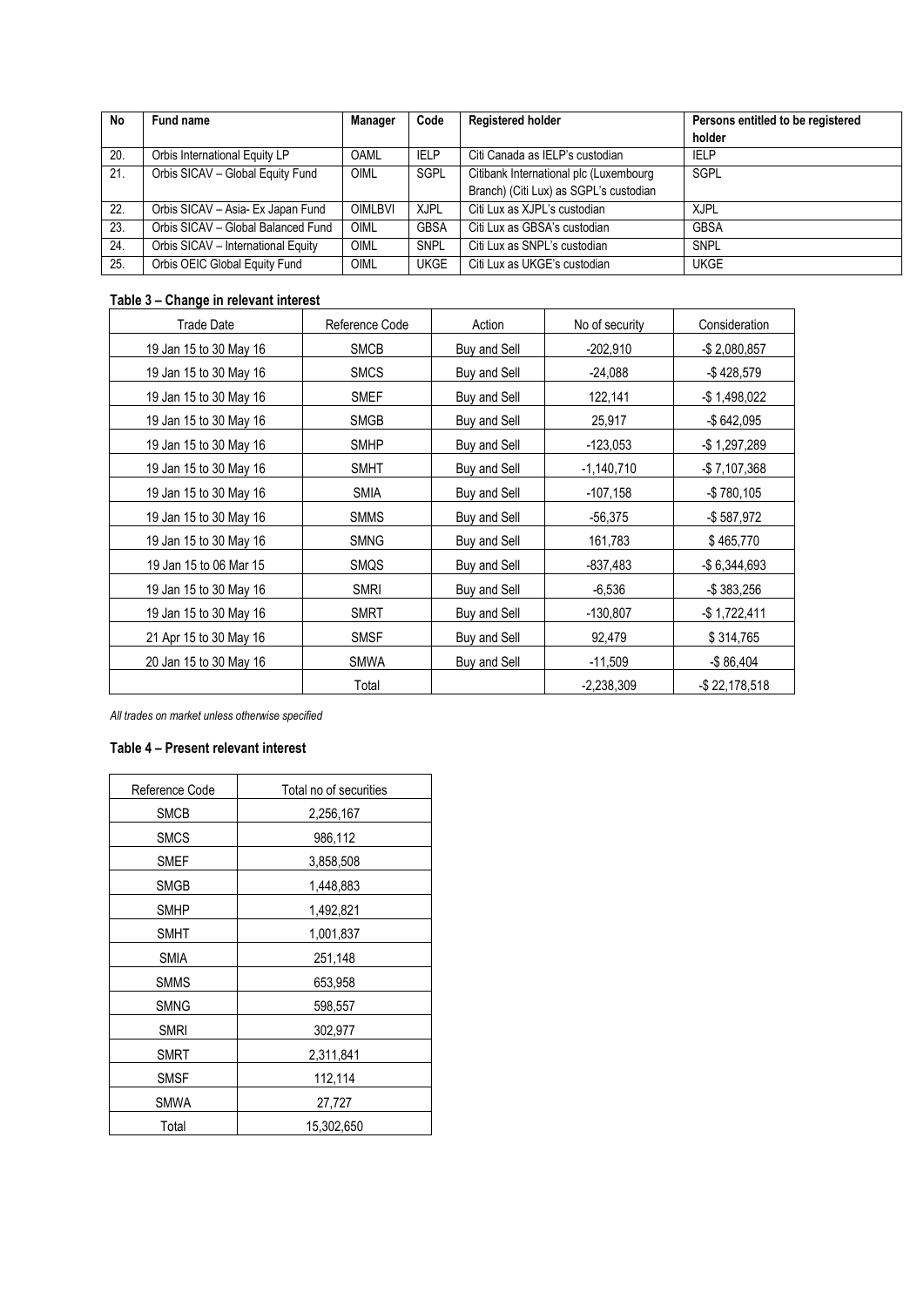| No | Fund name | Manager | Code | Registered holder | Persons entitled to be registered holder |
|---|---|---|---|---|---|
| 20. | Orbis International Equity LP | OAML | IELP | Citi Canada as IELP's custodian | IELP |
| 21. | Orbis SICAV – Global Equity Fund | OIML | SGPL | Citibank International plc (Luxembourg Branch) (Citi Lux) as SGPL's custodian | SGPL |
| 22. | Orbis SICAV – Asia- Ex Japan Fund | OIMLBVI | XJPL | Citi Lux as XJPL's custodian | XJPL |
| 23. | Orbis SICAV – Global Balanced Fund | OIML | GBSA | Citi Lux as GBSA's custodian | GBSA |
| 24. | Orbis SICAV – International Equity | OIML | SNPL | Citi Lux as SNPL's custodian | SNPL |
| 25. | Orbis OEIC Global Equity Fund | OIML | UKGE | Citi Lux as UKGE's custodian | UKGE |

### Table 3 – Change in relevant interest

| Trade Date | Reference Code | Action | No of security | Consideration |
|---|---|---|---|---|
| 19 Jan 15 to 30 May 16 | SMCB | Buy and Sell | -202,910 | -$ 2,080,857 |
| 19 Jan 15 to 30 May 16 | SMCS | Buy and Sell | -24,088 | -$ 428,579 |
| 19 Jan 15 to 30 May 16 | SMEF | Buy and Sell | 122,141 | -$ 1,498,022 |
| 19 Jan 15 to 30 May 16 | SMGB | Buy and Sell | 25,917 | -$ 642,095 |
| 19 Jan 15 to 30 May 16 | SMHP | Buy and Sell | -123,053 | -$ 1,297,289 |
| 19 Jan 15 to 30 May 16 | SMHT | Buy and Sell | -1,140,710 | -$ 7,107,368 |
| 19 Jan 15 to 30 May 16 | SMIA | Buy and Sell | -107,158 | -$ 780,105 |
| 19 Jan 15 to 30 May 16 | SMMS | Buy and Sell | -56,375 | -$ 587,972 |
| 19 Jan 15 to 30 May 16 | SMNG | Buy and Sell | 161,783 | $ 465,770 |
| 19 Jan 15 to 06 Mar 15 | SMQS | Buy and Sell | -837,483 | -$ 6,344,693 |
| 19 Jan 15 to 30 May 16 | SMRI | Buy and Sell | -6,536 | -$ 383,256 |
| 19 Jan 15 to 30 May 16 | SMRT | Buy and Sell | -130,807 | -$ 1,722,411 |
| 21 Apr 15 to 30 May 16 | SMSF | Buy and Sell | 92,479 | $ 314,765 |
| 20 Jan 15 to 30 May 16 | SMWA | Buy and Sell | -11,509 | -$ 86,404 |
| | Total | | -2,238,309 | -$ 22,178,518 |

*All trades on market unless otherwise specified*

### Table 4 – Present relevant interest

| Reference Code | Total no of securities |
|---|---|
| SMCB | 2,256,167 |
| SMCS | 986,112 |
| SMEF | 3,858,508 |
| SMGB | 1,448,883 |
| SMHP | 1,492,821 |
| SMHT | 1,001,837 |
| SMIA | 251,148 |
| SMMS | 653,958 |
| SMNG | 598,557 |
| SMRI | 302,977 |
| SMRT | 2,311,841 |
| SMSF | 112,114 |
| SMWA | 27,727 |
| Total | 15,302,650 |